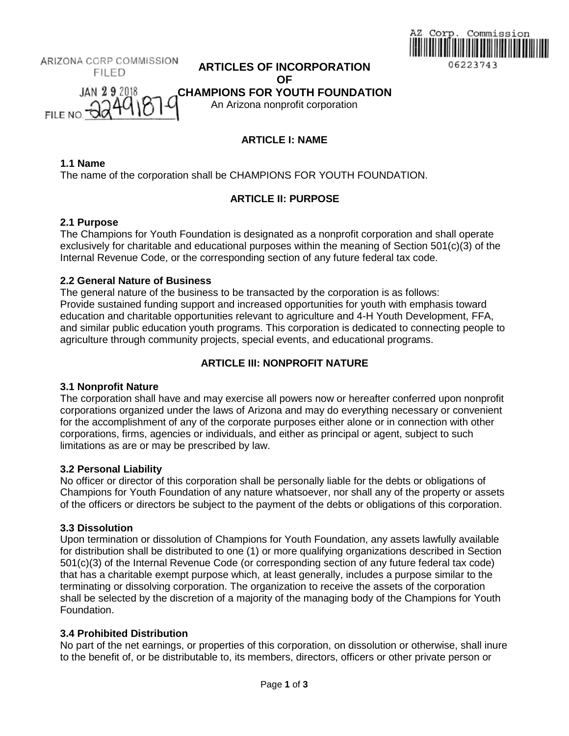ARIZONA CORP COMMISSION
FILED
JAN 29 2018
FILE NO. 22491879

AZ Corp. Commission
06223743

# ARTICLES OF INCORPORATION OF CHAMPIONS FOR YOUTH FOUNDATION

An Arizona nonprofit corporation

## ARTICLE I: NAME

### 1.1 Name

The name of the corporation shall be CHAMPIONS FOR YOUTH FOUNDATION.

## ARTICLE II: PURPOSE

### 2.1 Purpose

The Champions for Youth Foundation is designated as a nonprofit corporation and shall operate exclusively for charitable and educational purposes within the meaning of Section 501(c)(3) of the Internal Revenue Code, or the corresponding section of any future federal tax code.

### 2.2 General Nature of Business

The general nature of the business to be transacted by the corporation is as follows:
Provide sustained funding support and increased opportunities for youth with emphasis toward education and charitable opportunities relevant to agriculture and 4-H Youth Development, FFA, and similar public education youth programs. This corporation is dedicated to connecting people to agriculture through community projects, special events, and educational programs.

## ARTICLE III: NONPROFIT NATURE

### 3.1 Nonprofit Nature

The corporation shall have and may exercise all powers now or hereafter conferred upon nonprofit corporations organized under the laws of Arizona and may do everything necessary or convenient for the accomplishment of any of the corporate purposes either alone or in connection with other corporations, firms, agencies or individuals, and either as principal or agent, subject to such limitations as are or may be prescribed by law.

### 3.2 Personal Liability

No officer or director of this corporation shall be personally liable for the debts or obligations of Champions for Youth Foundation of any nature whatsoever, nor shall any of the property or assets of the officers or directors be subject to the payment of the debts or obligations of this corporation.

### 3.3 Dissolution

Upon termination or dissolution of Champions for Youth Foundation, any assets lawfully available for distribution shall be distributed to one (1) or more qualifying organizations described in Section 501(c)(3) of the Internal Revenue Code (or corresponding section of any future federal tax code) that has a charitable exempt purpose which, at least generally, includes a purpose similar to the terminating or dissolving corporation. The organization to receive the assets of the corporation shall be selected by the discretion of a majority of the managing body of the Champions for Youth Foundation.

### 3.4 Prohibited Distribution

No part of the net earnings, or properties of this corporation, on dissolution or otherwise, shall inure to the benefit of, or be distributable to, its members, directors, officers or other private person or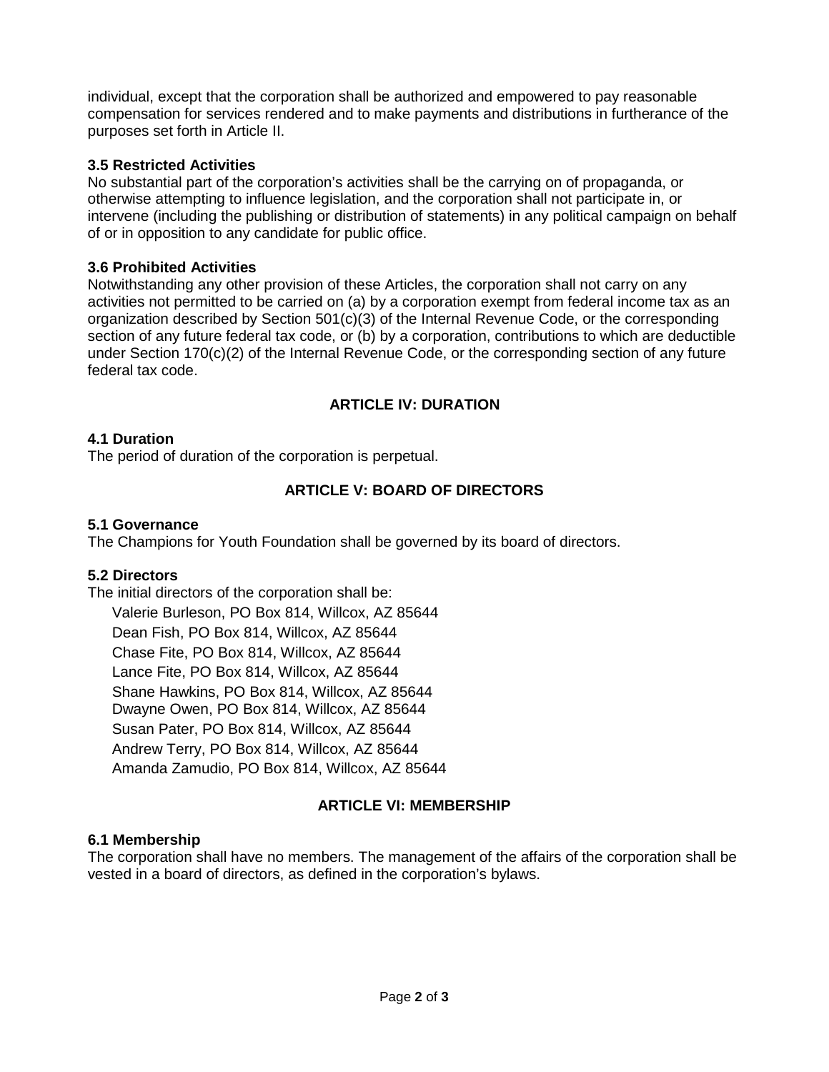individual, except that the corporation shall be authorized and empowered to pay reasonable compensation for services rendered and to make payments and distributions in furtherance of the purposes set forth in Article II.

### 3.5 Restricted Activities

No substantial part of the corporation's activities shall be the carrying on of propaganda, or otherwise attempting to influence legislation, and the corporation shall not participate in, or intervene (including the publishing or distribution of statements) in any political campaign on behalf of or in opposition to any candidate for public office.

### 3.6 Prohibited Activities

Notwithstanding any other provision of these Articles, the corporation shall not carry on any activities not permitted to be carried on (a) by a corporation exempt from federal income tax as an organization described by Section 501(c)(3) of the Internal Revenue Code, or the corresponding section of any future federal tax code, or (b) by a corporation, contributions to which are deductible under Section 170(c)(2) of the Internal Revenue Code, or the corresponding section of any future federal tax code.

## ARTICLE IV: DURATION

### 4.1 Duration

The period of duration of the corporation is perpetual.

## ARTICLE V: BOARD OF DIRECTORS

### 5.1 Governance

The Champions for Youth Foundation shall be governed by its board of directors.

### 5.2 Directors

The initial directors of the corporation shall be:

Valerie Burleson, PO Box 814, Willcox, AZ 85644
Dean Fish, PO Box 814, Willcox, AZ 85644
Chase Fite, PO Box 814, Willcox, AZ 85644
Lance Fite, PO Box 814, Willcox, AZ 85644
Shane Hawkins, PO Box 814, Willcox, AZ 85644
Dwayne Owen, PO Box 814, Willcox, AZ 85644
Susan Pater, PO Box 814, Willcox, AZ 85644
Andrew Terry, PO Box 814, Willcox, AZ 85644
Amanda Zamudio, PO Box 814, Willcox, AZ 85644

## ARTICLE VI: MEMBERSHIP

### 6.1 Membership

The corporation shall have no members. The management of the affairs of the corporation shall be vested in a board of directors, as defined in the corporation's bylaws.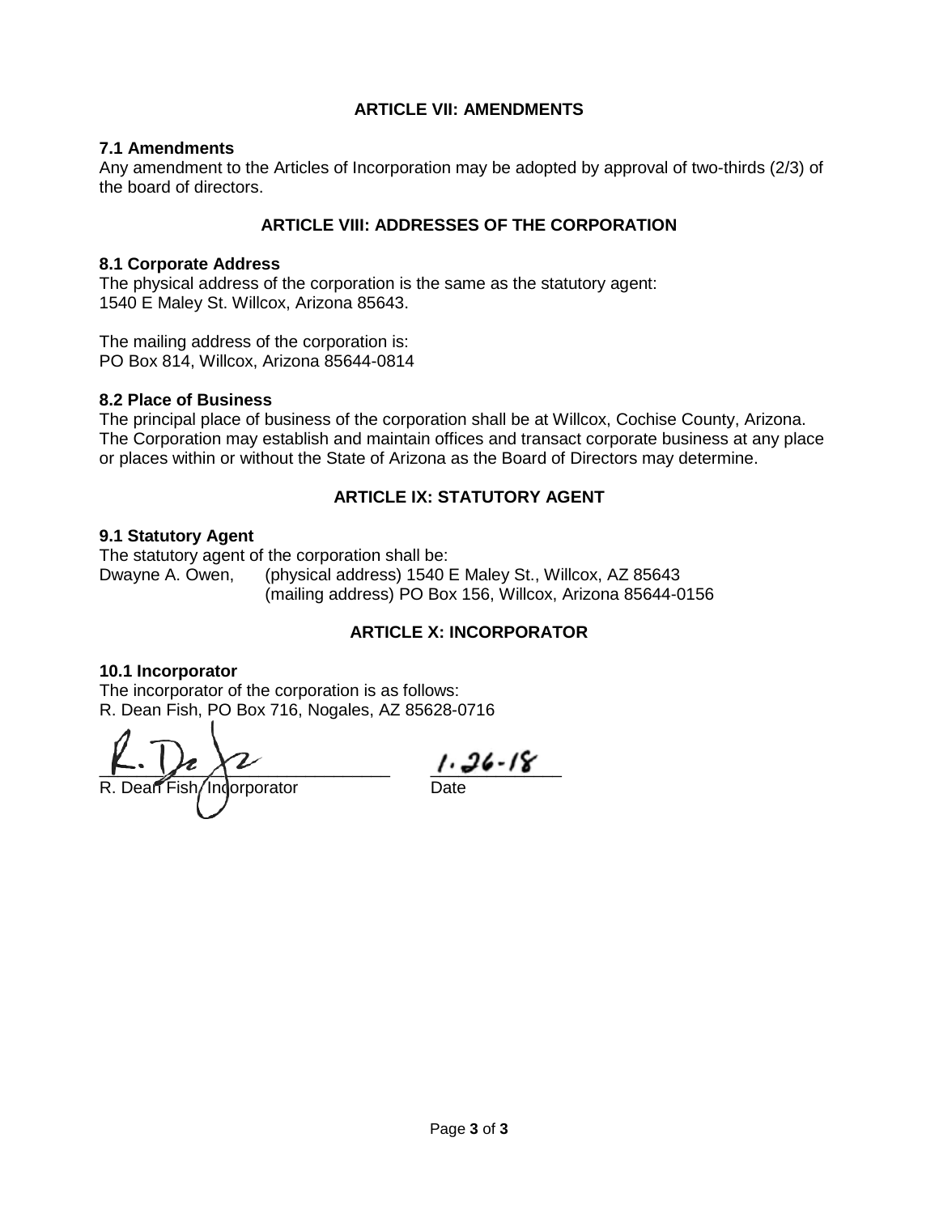## ARTICLE VII: AMENDMENTS

### 7.1 Amendments

Any amendment to the Articles of Incorporation may be adopted by approval of two-thirds (2/3) of the board of directors.

## ARTICLE VIII: ADDRESSES OF THE CORPORATION

### 8.1 Corporate Address

The physical address of the corporation is the same as the statutory agent:
1540 E Maley St. Willcox, Arizona 85643.

The mailing address of the corporation is:
PO Box 814, Willcox, Arizona 85644-0814

### 8.2 Place of Business

The principal place of business of the corporation shall be at Willcox, Cochise County, Arizona. The Corporation may establish and maintain offices and transact corporate business at any place or places within or without the State of Arizona as the Board of Directors may determine.

## ARTICLE IX: STATUTORY AGENT

### 9.1 Statutory Agent

The statutory agent of the corporation shall be:
Dwayne A. Owen, (physical address) 1540 E Maley St., Willcox, AZ 85643
(mailing address) PO Box 156, Willcox, Arizona 85644-0156

## ARTICLE X: INCORPORATOR

### 10.1 Incorporator

The incorporator of the corporation is as follows:
R. Dean Fish, PO Box 716, Nogales, AZ 85628-0716

R. Dean Fish, Incorporator — 1.26-18 (Date)